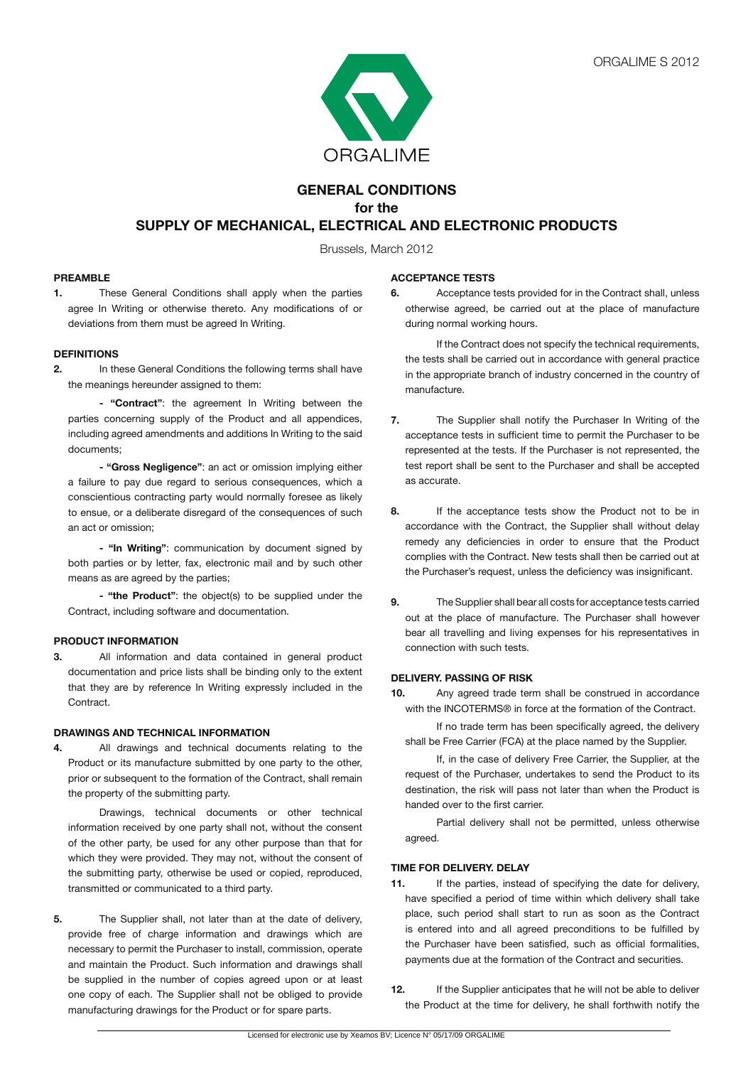ORGALIME S 2012

ORGALIME

# GENERAL CONDITIONS for the SUPPLY OF MECHANICAL, ELECTRICAL AND ELECTRONIC PRODUCTS

Brussels, March 2012

## PREAMBLE

**1.** These General Conditions shall apply when the parties agree In Writing or otherwise thereto. Any modifications of or deviations from them must be agreed In Writing.

## DEFINITIONS

**2.** In these General Conditions the following terms shall have the meanings hereunder assigned to them:

- **"Contract"**: the agreement In Writing between the parties concerning supply of the Product and all appendices, including agreed amendments and additions In Writing to the said documents;

- **"Gross Negligence"**: an act or omission implying either a failure to pay due regard to serious consequences, which a conscientious contracting party would normally foresee as likely to ensue, or a deliberate disregard of the consequences of such an act or omission;

- **"In Writing"**: communication by document signed by both parties or by letter, fax, electronic mail and by such other means as are agreed by the parties;

- **"the Product"**: the object(s) to be supplied under the Contract, including software and documentation.

## PRODUCT INFORMATION

**3.** All information and data contained in general product documentation and price lists shall be binding only to the extent that they are by reference In Writing expressly included in the Contract.

## DRAWINGS AND TECHNICAL INFORMATION

**4.** All drawings and technical documents relating to the Product or its manufacture submitted by one party to the other, prior or subsequent to the formation of the Contract, shall remain the property of the submitting party.

Drawings, technical documents or other technical information received by one party shall not, without the consent of the other party, be used for any other purpose than that for which they were provided. They may not, without the consent of the submitting party, otherwise be used or copied, reproduced, transmitted or communicated to a third party.

**5.** The Supplier shall, not later than at the date of delivery, provide free of charge information and drawings which are necessary to permit the Purchaser to install, commission, operate and maintain the Product. Such information and drawings shall be supplied in the number of copies agreed upon or at least one copy of each. The Supplier shall not be obliged to provide manufacturing drawings for the Product or for spare parts.

## ACCEPTANCE TESTS

**6.** Acceptance tests provided for in the Contract shall, unless otherwise agreed, be carried out at the place of manufacture during normal working hours.

If the Contract does not specify the technical requirements, the tests shall be carried out in accordance with general practice in the appropriate branch of industry concerned in the country of manufacture.

**7.** The Supplier shall notify the Purchaser In Writing of the acceptance tests in sufficient time to permit the Purchaser to be represented at the tests. If the Purchaser is not represented, the test report shall be sent to the Purchaser and shall be accepted as accurate.

**8.** If the acceptance tests show the Product not to be in accordance with the Contract, the Supplier shall without delay remedy any deficiencies in order to ensure that the Product complies with the Contract. New tests shall then be carried out at the Purchaser's request, unless the deficiency was insignificant.

**9.** The Supplier shall bear all costs for acceptance tests carried out at the place of manufacture. The Purchaser shall however bear all travelling and living expenses for his representatives in connection with such tests.

## DELIVERY. PASSING OF RISK

**10.** Any agreed trade term shall be construed in accordance with the INCOTERMS® in force at the formation of the Contract.

If no trade term has been specifically agreed, the delivery shall be Free Carrier (FCA) at the place named by the Supplier.

If, in the case of delivery Free Carrier, the Supplier, at the request of the Purchaser, undertakes to send the Product to its destination, the risk will pass not later than when the Product is handed over to the first carrier.

Partial delivery shall not be permitted, unless otherwise agreed.

## TIME FOR DELIVERY. DELAY

**11.** If the parties, instead of specifying the date for delivery, have specified a period of time within which delivery shall take place, such period shall start to run as soon as the Contract is entered into and all agreed preconditions to be fulfilled by the Purchaser have been satisfied, such as official formalities, payments due at the formation of the Contract and securities.

**12.** If the Supplier anticipates that he will not be able to deliver the Product at the time for delivery, he shall forthwith notify the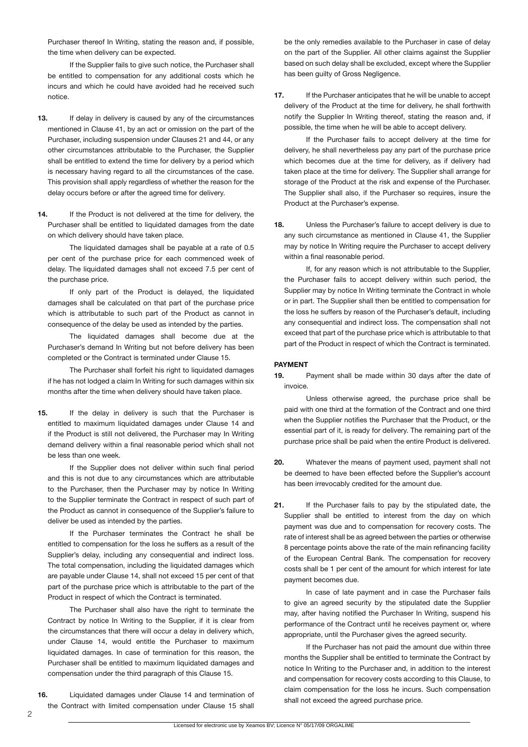Purchaser thereof In Writing, stating the reason and, if possible, the time when delivery can be expected.

If the Supplier fails to give such notice, the Purchaser shall be entitled to compensation for any additional costs which he incurs and which he could have avoided had he received such notice.

**13.** If delay in delivery is caused by any of the circumstances mentioned in Clause 41, by an act or omission on the part of the Purchaser, including suspension under Clauses 21 and 44, or any other circumstances attributable to the Purchaser, the Supplier shall be entitled to extend the time for delivery by a period which is necessary having regard to all the circumstances of the case. This provision shall apply regardless of whether the reason for the delay occurs before or after the agreed time for delivery.

**14.** If the Product is not delivered at the time for delivery, the Purchaser shall be entitled to liquidated damages from the date on which delivery should have taken place.

The liquidated damages shall be payable at a rate of 0.5 per cent of the purchase price for each commenced week of delay. The liquidated damages shall not exceed 7.5 per cent of the purchase price.

If only part of the Product is delayed, the liquidated damages shall be calculated on that part of the purchase price which is attributable to such part of the Product as cannot in consequence of the delay be used as intended by the parties.

The liquidated damages shall become due at the Purchaser's demand In Writing but not before delivery has been completed or the Contract is terminated under Clause 15.

The Purchaser shall forfeit his right to liquidated damages if he has not lodged a claim In Writing for such damages within six months after the time when delivery should have taken place.

**15.** If the delay in delivery is such that the Purchaser is entitled to maximum liquidated damages under Clause 14 and if the Product is still not delivered, the Purchaser may In Writing demand delivery within a final reasonable period which shall not be less than one week.

If the Supplier does not deliver within such final period and this is not due to any circumstances which are attributable to the Purchaser, then the Purchaser may by notice In Writing to the Supplier terminate the Contract in respect of such part of the Product as cannot in consequence of the Supplier's failure to deliver be used as intended by the parties.

If the Purchaser terminates the Contract he shall be entitled to compensation for the loss he suffers as a result of the Supplier's delay, including any consequential and indirect loss. The total compensation, including the liquidated damages which are payable under Clause 14, shall not exceed 15 per cent of that part of the purchase price which is attributable to the part of the Product in respect of which the Contract is terminated.

The Purchaser shall also have the right to terminate the Contract by notice In Writing to the Supplier, if it is clear from the circumstances that there will occur a delay in delivery which, under Clause 14, would entitle the Purchaser to maximum liquidated damages. In case of termination for this reason, the Purchaser shall be entitled to maximum liquidated damages and compensation under the third paragraph of this Clause 15.

**16.** Liquidated damages under Clause 14 and termination of the Contract with limited compensation under Clause 15 shall be the only remedies available to the Purchaser in case of delay on the part of the Supplier. All other claims against the Supplier based on such delay shall be excluded, except where the Supplier has been guilty of Gross Negligence.

**17.** If the Purchaser anticipates that he will be unable to accept delivery of the Product at the time for delivery, he shall forthwith notify the Supplier In Writing thereof, stating the reason and, if possible, the time when he will be able to accept delivery.

If the Purchaser fails to accept delivery at the time for delivery, he shall nevertheless pay any part of the purchase price which becomes due at the time for delivery, as if delivery had taken place at the time for delivery. The Supplier shall arrange for storage of the Product at the risk and expense of the Purchaser. The Supplier shall also, if the Purchaser so requires, insure the Product at the Purchaser's expense.

**18.** Unless the Purchaser's failure to accept delivery is due to any such circumstance as mentioned in Clause 41, the Supplier may by notice In Writing require the Purchaser to accept delivery within a final reasonable period.

If, for any reason which is not attributable to the Supplier, the Purchaser fails to accept delivery within such period, the Supplier may by notice In Writing terminate the Contract in whole or in part. The Supplier shall then be entitled to compensation for the loss he suffers by reason of the Purchaser's default, including any consequential and indirect loss. The compensation shall not exceed that part of the purchase price which is attributable to that part of the Product in respect of which the Contract is terminated.

**PAYMENT**

**19.** Payment shall be made within 30 days after the date of invoice.

Unless otherwise agreed, the purchase price shall be paid with one third at the formation of the Contract and one third when the Supplier notifies the Purchaser that the Product, or the essential part of it, is ready for delivery. The remaining part of the purchase price shall be paid when the entire Product is delivered.

**20.** Whatever the means of payment used, payment shall not be deemed to have been effected before the Supplier's account has been irrevocably credited for the amount due.

**21.** If the Purchaser fails to pay by the stipulated date, the Supplier shall be entitled to interest from the day on which payment was due and to compensation for recovery costs. The rate of interest shall be as agreed between the parties or otherwise 8 percentage points above the rate of the main refinancing facility of the European Central Bank. The compensation for recovery costs shall be 1 per cent of the amount for which interest for late payment becomes due.

In case of late payment and in case the Purchaser fails to give an agreed security by the stipulated date the Supplier may, after having notified the Purchaser In Writing, suspend his performance of the Contract until he receives payment or, where appropriate, until the Purchaser gives the agreed security.

If the Purchaser has not paid the amount due within three months the Supplier shall be entitled to terminate the Contract by notice In Writing to the Purchaser and, in addition to the interest and compensation for recovery costs according to this Clause, to claim compensation for the loss he incurs. Such compensation shall not exceed the agreed purchase price.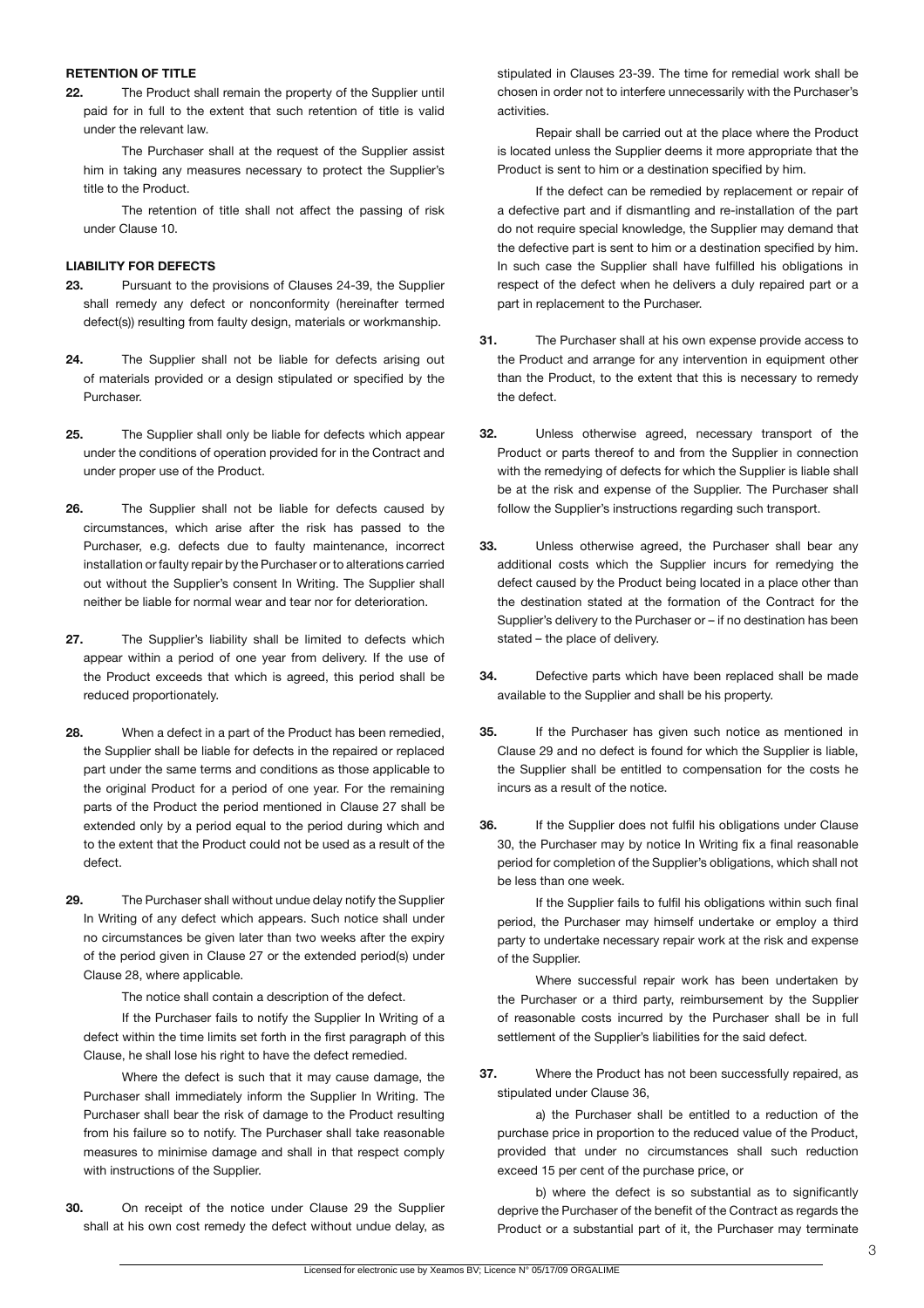## RETENTION OF TITLE

**22.** The Product shall remain the property of the Supplier until paid for in full to the extent that such retention of title is valid under the relevant law.

The Purchaser shall at the request of the Supplier assist him in taking any measures necessary to protect the Supplier's title to the Product.

The retention of title shall not affect the passing of risk under Clause 10.

## LIABILITY FOR DEFECTS

**23.** Pursuant to the provisions of Clauses 24-39, the Supplier shall remedy any defect or nonconformity (hereinafter termed defect(s)) resulting from faulty design, materials or workmanship.

**24.** The Supplier shall not be liable for defects arising out of materials provided or a design stipulated or specified by the Purchaser.

**25.** The Supplier shall only be liable for defects which appear under the conditions of operation provided for in the Contract and under proper use of the Product.

**26.** The Supplier shall not be liable for defects caused by circumstances, which arise after the risk has passed to the Purchaser, e.g. defects due to faulty maintenance, incorrect installation or faulty repair by the Purchaser or to alterations carried out without the Supplier's consent In Writing. The Supplier shall neither be liable for normal wear and tear nor for deterioration.

**27.** The Supplier's liability shall be limited to defects which appear within a period of one year from delivery. If the use of the Product exceeds that which is agreed, this period shall be reduced proportionately.

**28.** When a defect in a part of the Product has been remedied, the Supplier shall be liable for defects in the repaired or replaced part under the same terms and conditions as those applicable to the original Product for a period of one year. For the remaining parts of the Product the period mentioned in Clause 27 shall be extended only by a period equal to the period during which and to the extent that the Product could not be used as a result of the defect.

**29.** The Purchaser shall without undue delay notify the Supplier In Writing of any defect which appears. Such notice shall under no circumstances be given later than two weeks after the expiry of the period given in Clause 27 or the extended period(s) under Clause 28, where applicable.

The notice shall contain a description of the defect.

If the Purchaser fails to notify the Supplier In Writing of a defect within the time limits set forth in the first paragraph of this Clause, he shall lose his right to have the defect remedied.

Where the defect is such that it may cause damage, the Purchaser shall immediately inform the Supplier In Writing. The Purchaser shall bear the risk of damage to the Product resulting from his failure so to notify. The Purchaser shall take reasonable measures to minimise damage and shall in that respect comply with instructions of the Supplier.

**30.** On receipt of the notice under Clause 29 the Supplier shall at his own cost remedy the defect without undue delay, as stipulated in Clauses 23-39. The time for remedial work shall be chosen in order not to interfere unnecessarily with the Purchaser's activities.

Repair shall be carried out at the place where the Product is located unless the Supplier deems it more appropriate that the Product is sent to him or a destination specified by him.

If the defect can be remedied by replacement or repair of a defective part and if dismantling and re-installation of the part do not require special knowledge, the Supplier may demand that the defective part is sent to him or a destination specified by him. In such case the Supplier shall have fulfilled his obligations in respect of the defect when he delivers a duly repaired part or a part in replacement to the Purchaser.

**31.** The Purchaser shall at his own expense provide access to the Product and arrange for any intervention in equipment other than the Product, to the extent that this is necessary to remedy the defect.

**32.** Unless otherwise agreed, necessary transport of the Product or parts thereof to and from the Supplier in connection with the remedying of defects for which the Supplier is liable shall be at the risk and expense of the Supplier. The Purchaser shall follow the Supplier's instructions regarding such transport.

**33.** Unless otherwise agreed, the Purchaser shall bear any additional costs which the Supplier incurs for remedying the defect caused by the Product being located in a place other than the destination stated at the formation of the Contract for the Supplier's delivery to the Purchaser or – if no destination has been stated – the place of delivery.

**34.** Defective parts which have been replaced shall be made available to the Supplier and shall be his property.

**35.** If the Purchaser has given such notice as mentioned in Clause 29 and no defect is found for which the Supplier is liable, the Supplier shall be entitled to compensation for the costs he incurs as a result of the notice.

**36.** If the Supplier does not fulfil his obligations under Clause 30, the Purchaser may by notice In Writing fix a final reasonable period for completion of the Supplier's obligations, which shall not be less than one week.

If the Supplier fails to fulfil his obligations within such final period, the Purchaser may himself undertake or employ a third party to undertake necessary repair work at the risk and expense of the Supplier.

Where successful repair work has been undertaken by the Purchaser or a third party, reimbursement by the Supplier of reasonable costs incurred by the Purchaser shall be in full settlement of the Supplier's liabilities for the said defect.

**37.** Where the Product has not been successfully repaired, as stipulated under Clause 36,

a) the Purchaser shall be entitled to a reduction of the purchase price in proportion to the reduced value of the Product, provided that under no circumstances shall such reduction exceed 15 per cent of the purchase price, or

b) where the defect is so substantial as to significantly deprive the Purchaser of the benefit of the Contract as regards the Product or a substantial part of it, the Purchaser may terminate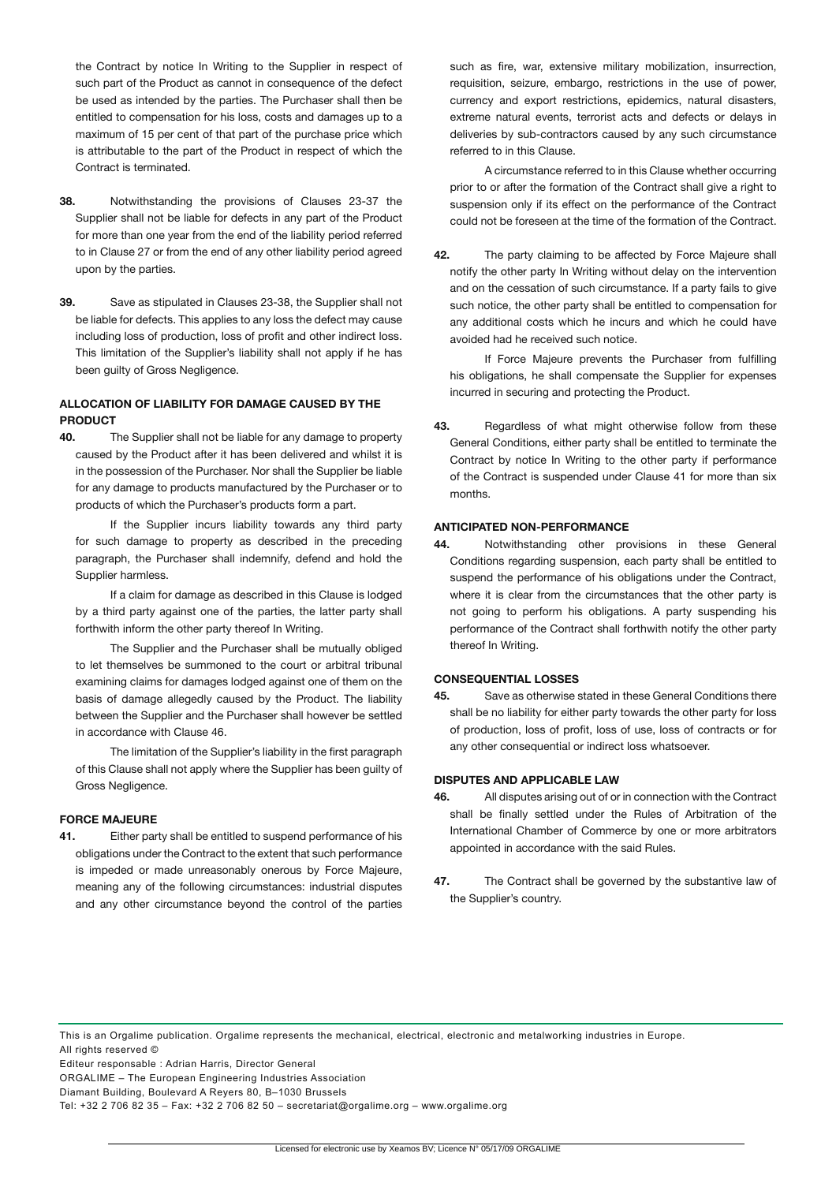the Contract by notice In Writing to the Supplier in respect of such part of the Product as cannot in consequence of the defect be used as intended by the parties. The Purchaser shall then be entitled to compensation for his loss, costs and damages up to a maximum of 15 per cent of that part of the purchase price which is attributable to the part of the Product in respect of which the Contract is terminated.

**38.** Notwithstanding the provisions of Clauses 23-37 the Supplier shall not be liable for defects in any part of the Product for more than one year from the end of the liability period referred to in Clause 27 or from the end of any other liability period agreed upon by the parties.

**39.** Save as stipulated in Clauses 23-38, the Supplier shall not be liable for defects. This applies to any loss the defect may cause including loss of production, loss of profit and other indirect loss. This limitation of the Supplier's liability shall not apply if he has been guilty of Gross Negligence.

### ALLOCATION OF LIABILITY FOR DAMAGE CAUSED BY THE PRODUCT

**40.** The Supplier shall not be liable for any damage to property caused by the Product after it has been delivered and whilst it is in the possession of the Purchaser. Nor shall the Supplier be liable for any damage to products manufactured by the Purchaser or to products of which the Purchaser's products form a part.

If the Supplier incurs liability towards any third party for such damage to property as described in the preceding paragraph, the Purchaser shall indemnify, defend and hold the Supplier harmless.

If a claim for damage as described in this Clause is lodged by a third party against one of the parties, the latter party shall forthwith inform the other party thereof In Writing.

The Supplier and the Purchaser shall be mutually obliged to let themselves be summoned to the court or arbitral tribunal examining claims for damages lodged against one of them on the basis of damage allegedly caused by the Product. The liability between the Supplier and the Purchaser shall however be settled in accordance with Clause 46.

The limitation of the Supplier's liability in the first paragraph of this Clause shall not apply where the Supplier has been guilty of Gross Negligence.

### FORCE MAJEURE

**41.** Either party shall be entitled to suspend performance of his obligations under the Contract to the extent that such performance is impeded or made unreasonably onerous by Force Majeure, meaning any of the following circumstances: industrial disputes and any other circumstance beyond the control of the parties such as fire, war, extensive military mobilization, insurrection, requisition, seizure, embargo, restrictions in the use of power, currency and export restrictions, epidemics, natural disasters, extreme natural events, terrorist acts and defects or delays in deliveries by sub-contractors caused by any such circumstance referred to in this Clause.

A circumstance referred to in this Clause whether occurring prior to or after the formation of the Contract shall give a right to suspension only if its effect on the performance of the Contract could not be foreseen at the time of the formation of the Contract.

**42.** The party claiming to be affected by Force Majeure shall notify the other party In Writing without delay on the intervention and on the cessation of such circumstance. If a party fails to give such notice, the other party shall be entitled to compensation for any additional costs which he incurs and which he could have avoided had he received such notice.

If Force Majeure prevents the Purchaser from fulfilling his obligations, he shall compensate the Supplier for expenses incurred in securing and protecting the Product.

**43.** Regardless of what might otherwise follow from these General Conditions, either party shall be entitled to terminate the Contract by notice In Writing to the other party if performance of the Contract is suspended under Clause 41 for more than six months.

### ANTICIPATED NON-PERFORMANCE

**44.** Notwithstanding other provisions in these General Conditions regarding suspension, each party shall be entitled to suspend the performance of his obligations under the Contract, where it is clear from the circumstances that the other party is not going to perform his obligations. A party suspending his performance of the Contract shall forthwith notify the other party thereof In Writing.

### CONSEQUENTIAL LOSSES

**45.** Save as otherwise stated in these General Conditions there shall be no liability for either party towards the other party for loss of production, loss of profit, loss of use, loss of contracts or for any other consequential or indirect loss whatsoever.

### DISPUTES AND APPLICABLE LAW

**46.** All disputes arising out of or in connection with the Contract shall be finally settled under the Rules of Arbitration of the International Chamber of Commerce by one or more arbitrators appointed in accordance with the said Rules.

**47.** The Contract shall be governed by the substantive law of the Supplier's country.

This is an Orgalime publication. Orgalime represents the mechanical, electrical, electronic and metalworking industries in Europe.
All rights reserved ©
Editeur responsable : Adrian Harris, Director General
ORGALIME – The European Engineering Industries Association
Diamant Building, Boulevard A Reyers 80, B–1030 Brussels
Tel: +32 2 706 82 35 – Fax: +32 2 706 82 50 – secretariat@orgalime.org – www.orgalime.org

Licensed for electronic use by Xeamos BV; Licence N° 05/17/09 ORGALIME